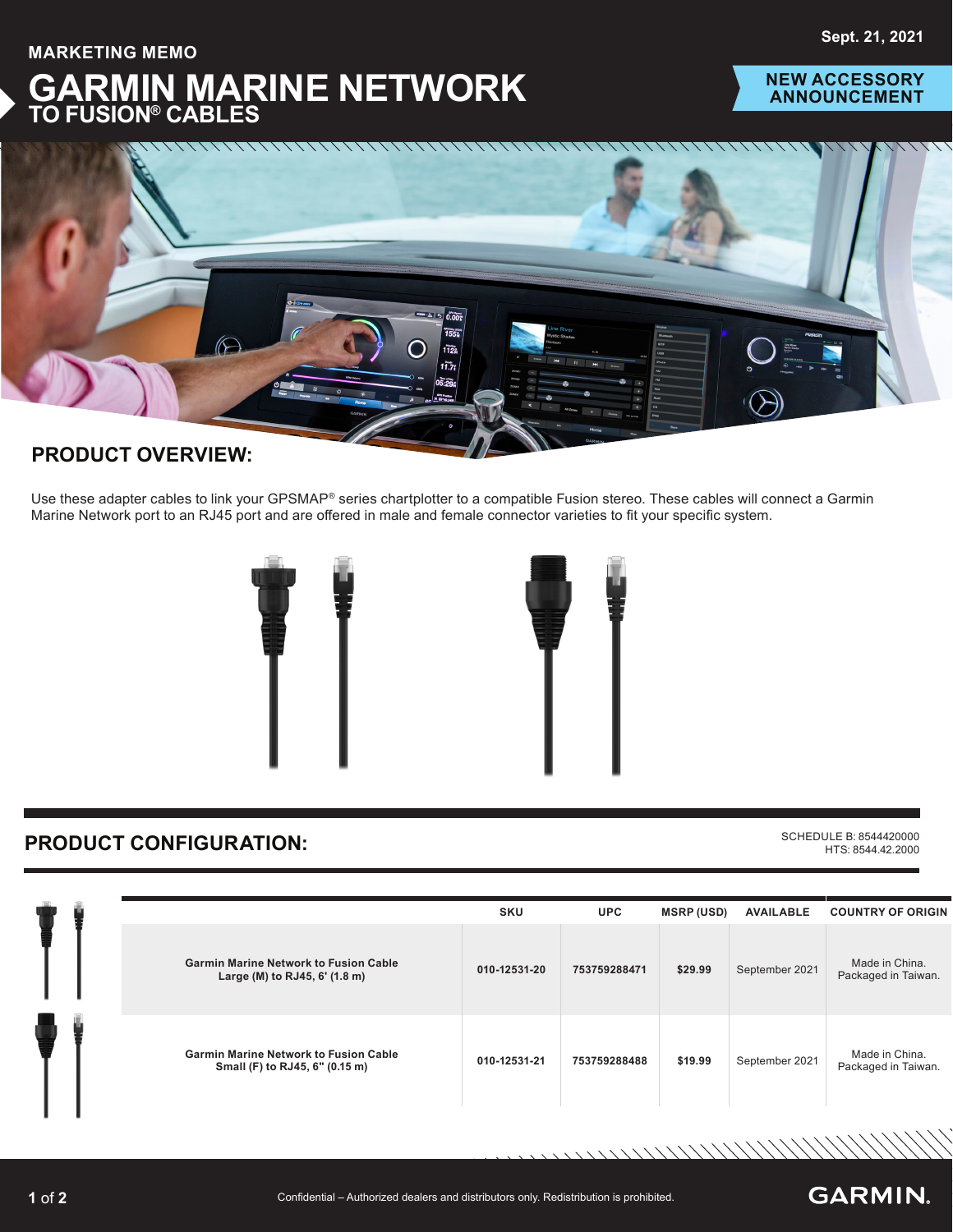Sept. 21, 2021

MARKETING MEMO

# GARMIN MARINE NETWORK TO FUSION® CABLES

**NEW ACCESSORY ANNOUNCEMENT**

## PRODUCT OVERVIEW:

Use these adapter cables to link your GPSMAP® series chartplotter to a compatible Fusion stereo. These cables will connect a Garmin Marine Network port to an RJ45 port and are offered in male and female connector varieties to fit your specific system.

## PRODUCT CONFIGURATION:

SCHEDULE B: 8544420000
HTS: 8544.42.2000

| | SKU | UPC | MSRP (USD) | AVAILABLE | COUNTRY OF ORIGIN |
|---|---|---|---|---|---|
| **Garmin Marine Network to Fusion Cable Large (M) to RJ45, 6' (1.8 m)** | **010-12531-20** | **753759288471** | **$29.99** | September 2021 | Made in China. Packaged in Taiwan. |
| **Garmin Marine Network to Fusion Cable Small (F) to RJ45, 6" (0.15 m)** | **010-12531-21** | **753759288488** | **$19.99** | September 2021 | Made in China. Packaged in Taiwan. |

Confidential – Authorized dealers and distributors only. Redistribution is prohibited.

GARMIN.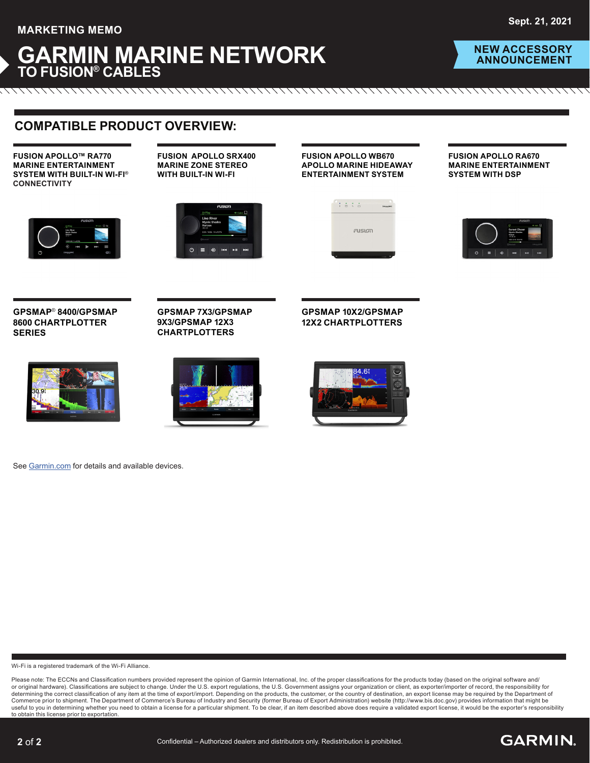MARKETING MEMO

Sept. 21, 2021

# GARMIN MARINE NETWORK TO FUSION® CABLES

NEW ACCESSORY ANNOUNCEMENT

## COMPATIBLE PRODUCT OVERVIEW:

**FUSION APOLLO™ RA770 MARINE ENTERTAINMENT SYSTEM WITH BUILT-IN WI-FI® CONNECTIVITY**

**FUSION APOLLO SRX400 MARINE ZONE STEREO WITH BUILT-IN WI-FI**

**FUSION APOLLO WB670 APOLLO MARINE HIDEAWAY ENTERTAINMENT SYSTEM**

**FUSION APOLLO RA670 MARINE ENTERTAINMENT SYSTEM WITH DSP**

**GPSMAP® 8400/GPSMAP 8600 CHARTPLOTTER SERIES**

**GPSMAP 7X3/GPSMAP 9X3/GPSMAP 12X3 CHARTPLOTTERS**

**GPSMAP 10X2/GPSMAP 12X2 CHARTPLOTTERS**

See Garmin.com for details and available devices.

Wi-Fi is a registered trademark of the Wi-Fi Alliance.

Please note: The ECCNs and Classification numbers provided represent the opinion of Garmin International, Inc. of the proper classifications for the products today (based on the original software and/or original hardware). Classifications are subject to change. Under the U.S. export regulations, the U.S. Government assigns your organization or client, as exporter/importer of record, the responsibility for determining the correct classification of any item at the time of export/import. Depending on the products, the customer, or the country of destination, an export license may be required by the Department of Commerce prior to shipment. The Department of Commerce's Bureau of Industry and Security (former Bureau of Export Administration) website (http://www.bis.doc.gov) provides information that might be useful to you in determining whether you need to obtain a license for a particular shipment. To be clear, if an item described above does require a validated export license, it would be the exporter's responsibility to obtain this license prior to exportation.

Confidential – Authorized dealers and distributors only. Redistribution is prohibited.